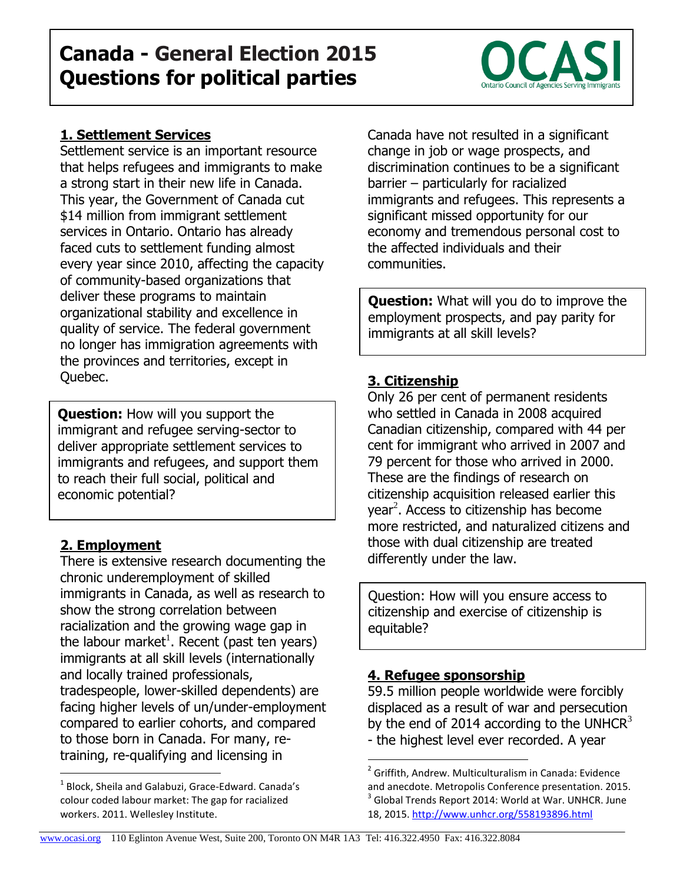# Canada - General Election 2015
# Questions for political parties

OCASI
Ontario Council of Agencies Serving Immigrants

## 1. Settlement Services

Settlement service is an important resource that helps refugees and immigrants to make a strong start in their new life in Canada. This year, the Government of Canada cut $14 million from immigrant settlement services in Ontario. Ontario has already faced cuts to settlement funding almost every year since 2010, affecting the capacity of community-based organizations that deliver these programs to maintain organizational stability and excellence in quality of service. The federal government no longer has immigration agreements with the provinces and territories, except in Quebec.

**Question:** How will you support the immigrant and refugee serving-sector to deliver appropriate settlement services to immigrants and refugees, and support them to reach their full social, political and economic potential?

## 2. Employment

There is extensive research documenting the chronic underemployment of skilled immigrants in Canada, as well as research to show the strong correlation between racialization and the growing wage gap in the labour market[1]. Recent (past ten years) immigrants at all skill levels (internationally and locally trained professionals, tradespeople, lower-skilled dependents) are facing higher levels of un/under-employment compared to earlier cohorts, and compared to those born in Canada. For many, re-training, re-qualifying and licensing in Canada have not resulted in a significant change in job or wage prospects, and discrimination continues to be a significant barrier – particularly for racialized immigrants and refugees. This represents a significant missed opportunity for our economy and tremendous personal cost to the affected individuals and their communities.

**Question:** What will you do to improve the employment prospects, and pay parity for immigrants at all skill levels?

## 3. Citizenship

Only 26 per cent of permanent residents who settled in Canada in 2008 acquired Canadian citizenship, compared with 44 per cent for immigrant who arrived in 2007 and 79 percent for those who arrived in 2000. These are the findings of research on citizenship acquisition released earlier this year[2]. Access to citizenship has become more restricted, and naturalized citizens and those with dual citizenship are treated differently under the law.

Question: How will you ensure access to citizenship and exercise of citizenship is equitable?

## 4. Refugee sponsorship

59.5 million people worldwide were forcibly displaced as a result of war and persecution by the end of 2014 according to the UNHCR[3] - the highest level ever recorded. A year

---

[1] Block, Sheila and Galabuzi, Grace-Edward. Canada's colour coded labour market: The gap for racialized workers. 2011. Wellesley Institute.

[2] Griffith, Andrew. Multiculturalism in Canada: Evidence and anecdote. Metropolis Conference presentation. 2015.

[3] Global Trends Report 2014: World at War. UNHCR. June 18, 2015. http://www.unhcr.org/558193896.html

www.ocasi.org 110 Eglinton Avenue West, Suite 200, Toronto ON M4R 1A3 Tel: 416.322.4950 Fax: 416.322.8084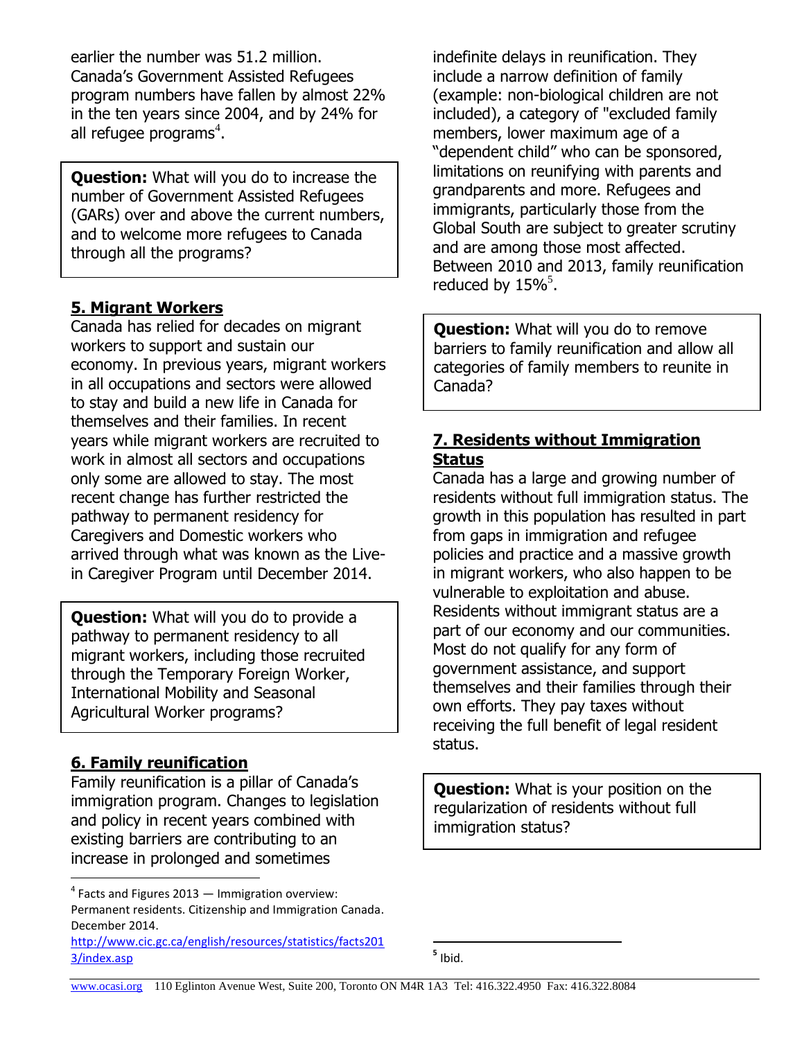earlier the number was 51.2 million. Canada's Government Assisted Refugees program numbers have fallen by almost 22% in the ten years since 2004, and by 24% for all refugee programs[4].

**Question:** What will you do to increase the number of Government Assisted Refugees (GARs) over and above the current numbers, and to welcome more refugees to Canada through all the programs?

## 5. Migrant Workers

Canada has relied for decades on migrant workers to support and sustain our economy. In previous years, migrant workers in all occupations and sectors were allowed to stay and build a new life in Canada for themselves and their families. In recent years while migrant workers are recruited to work in almost all sectors and occupations only some are allowed to stay. The most recent change has further restricted the pathway to permanent residency for Caregivers and Domestic workers who arrived through what was known as the Live-in Caregiver Program until December 2014.

**Question:** What will you do to provide a pathway to permanent residency to all migrant workers, including those recruited through the Temporary Foreign Worker, International Mobility and Seasonal Agricultural Worker programs?

## 6. Family reunification

Family reunification is a pillar of Canada's immigration program. Changes to legislation and policy in recent years combined with existing barriers are contributing to an increase in prolonged and sometimes indefinite delays in reunification. They include a narrow definition of family (example: non-biological children are not included), a category of "excluded family members, lower maximum age of a "dependent child" who can be sponsored, limitations on reunifying with parents and grandparents and more. Refugees and immigrants, particularly those from the Global South are subject to greater scrutiny and are among those most affected. Between 2010 and 2013, family reunification reduced by 15%[5].

**Question:** What will you do to remove barriers to family reunification and allow all categories of family members to reunite in Canada?

## 7. Residents without Immigration Status

Canada has a large and growing number of residents without full immigration status. The growth in this population has resulted in part from gaps in immigration and refugee policies and practice and a massive growth in migrant workers, who also happen to be vulnerable to exploitation and abuse. Residents without immigrant status are a part of our economy and our communities. Most do not qualify for any form of government assistance, and support themselves and their families through their own efforts. They pay taxes without receiving the full benefit of legal resident status.

**Question:** What is your position on the regularization of residents without full immigration status?

---

[4] Facts and Figures 2013 — Immigration overview: Permanent residents. Citizenship and Immigration Canada. December 2014. http://www.cic.gc.ca/english/resources/statistics/facts2013/index.asp

[5] Ibid.

www.ocasi.org 110 Eglinton Avenue West, Suite 200, Toronto ON M4R 1A3 Tel: 416.322.4950 Fax: 416.322.8084